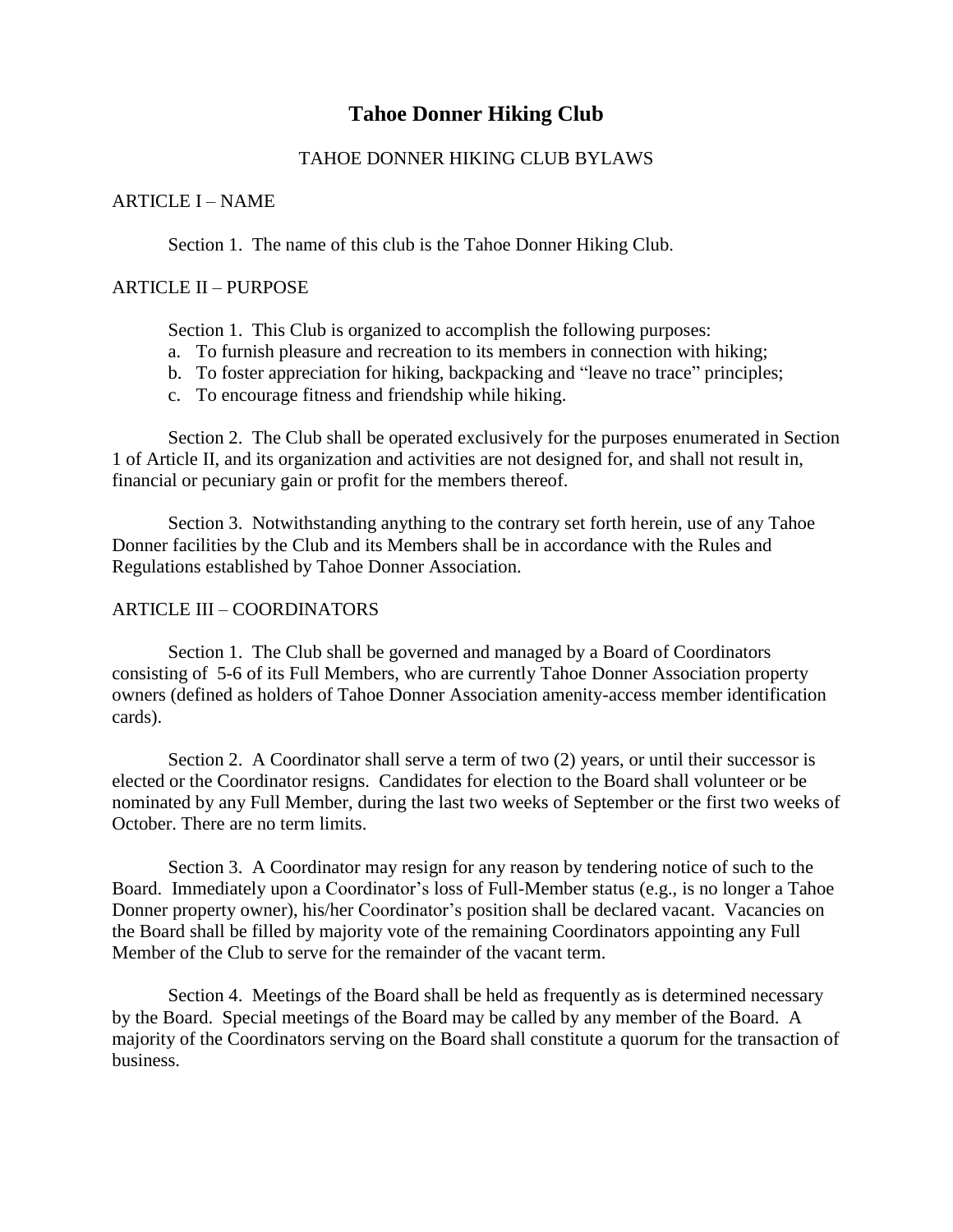# Tahoe Donner Hiking Club

TAHOE DONNER HIKING CLUB BYLAWS

## ARTICLE I – NAME

Section 1. The name of this club is the Tahoe Donner Hiking Club.

## ARTICLE II – PURPOSE

Section 1. This Club is organized to accomplish the following purposes:

a. To furnish pleasure and recreation to its members in connection with hiking;
b. To foster appreciation for hiking, backpacking and "leave no trace" principles;
c. To encourage fitness and friendship while hiking.

Section 2. The Club shall be operated exclusively for the purposes enumerated in Section 1 of Article II, and its organization and activities are not designed for, and shall not result in, financial or pecuniary gain or profit for the members thereof.

Section 3. Notwithstanding anything to the contrary set forth herein, use of any Tahoe Donner facilities by the Club and its Members shall be in accordance with the Rules and Regulations established by Tahoe Donner Association.

## ARTICLE III – COORDINATORS

Section 1. The Club shall be governed and managed by a Board of Coordinators consisting of 5-6 of its Full Members, who are currently Tahoe Donner Association property owners (defined as holders of Tahoe Donner Association amenity-access member identification cards).

Section 2. A Coordinator shall serve a term of two (2) years, or until their successor is elected or the Coordinator resigns. Candidates for election to the Board shall volunteer or be nominated by any Full Member, during the last two weeks of September or the first two weeks of October. There are no term limits.

Section 3. A Coordinator may resign for any reason by tendering notice of such to the Board. Immediately upon a Coordinator's loss of Full-Member status (e.g., is no longer a Tahoe Donner property owner), his/her Coordinator's position shall be declared vacant. Vacancies on the Board shall be filled by majority vote of the remaining Coordinators appointing any Full Member of the Club to serve for the remainder of the vacant term.

Section 4. Meetings of the Board shall be held as frequently as is determined necessary by the Board. Special meetings of the Board may be called by any member of the Board. A majority of the Coordinators serving on the Board shall constitute a quorum for the transaction of business.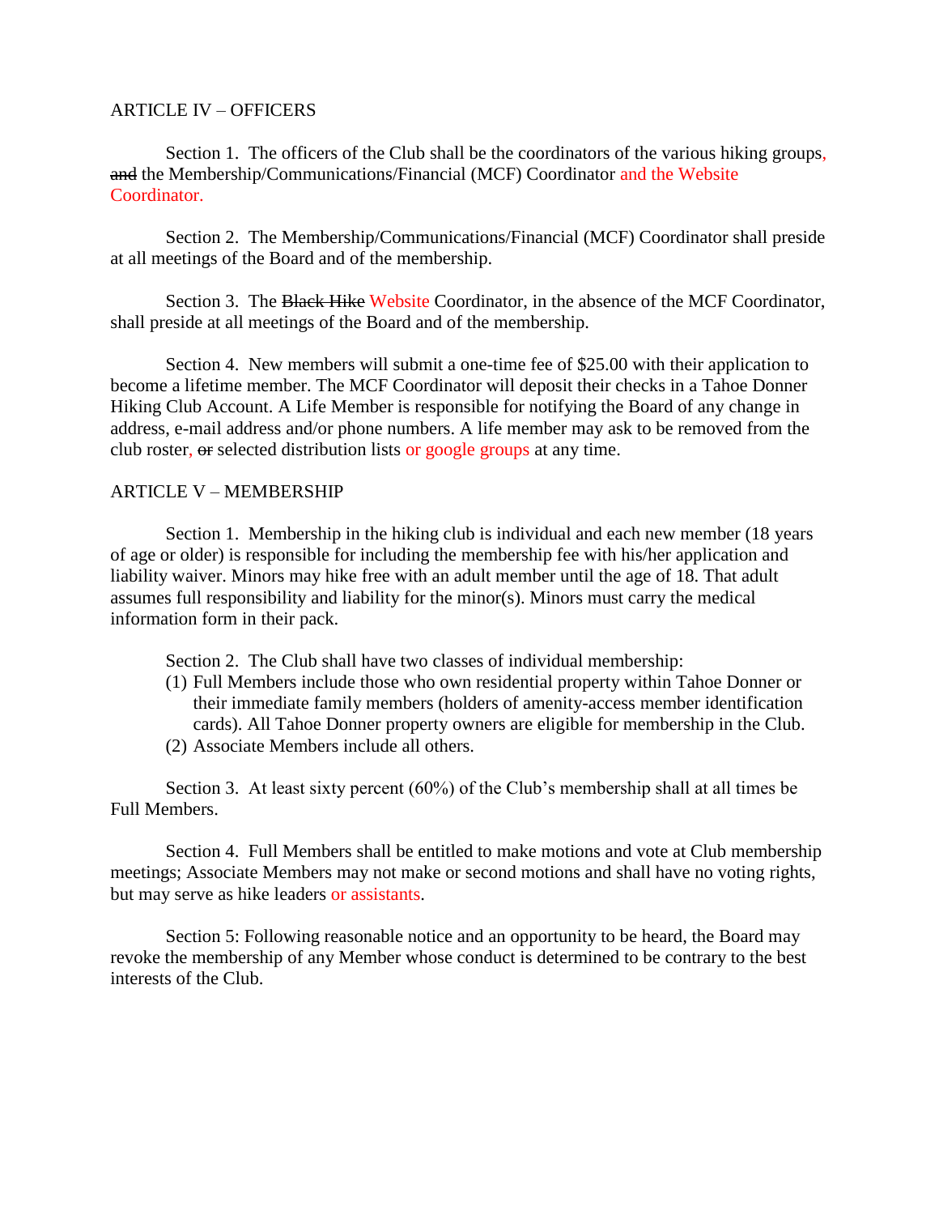ARTICLE IV – OFFICERS

Section 1. The officers of the Club shall be the coordinators of the various hiking groups, ~~and~~ the Membership/Communications/Financial (MCF) Coordinator and the Website Coordinator.

Section 2. The Membership/Communications/Financial (MCF) Coordinator shall preside at all meetings of the Board and of the membership.

Section 3. The ~~Black Hike~~ Website Coordinator, in the absence of the MCF Coordinator, shall preside at all meetings of the Board and of the membership.

Section 4. New members will submit a one-time fee of $25.00 with their application to become a lifetime member. The MCF Coordinator will deposit their checks in a Tahoe Donner Hiking Club Account. A Life Member is responsible for notifying the Board of any change in address, e-mail address and/or phone numbers. A life member may ask to be removed from the club roster, ~~or~~ selected distribution lists or google groups at any time.

ARTICLE V – MEMBERSHIP

Section 1. Membership in the hiking club is individual and each new member (18 years of age or older) is responsible for including the membership fee with his/her application and liability waiver. Minors may hike free with an adult member until the age of 18. That adult assumes full responsibility and liability for the minor(s). Minors must carry the medical information form in their pack.

Section 2. The Club shall have two classes of individual membership:

(1) Full Members include those who own residential property within Tahoe Donner or their immediate family members (holders of amenity-access member identification cards). All Tahoe Donner property owners are eligible for membership in the Club.
(2) Associate Members include all others.

Section 3. At least sixty percent (60%) of the Club's membership shall at all times be Full Members.

Section 4. Full Members shall be entitled to make motions and vote at Club membership meetings; Associate Members may not make or second motions and shall have no voting rights, but may serve as hike leaders or assistants.

Section 5: Following reasonable notice and an opportunity to be heard, the Board may revoke the membership of any Member whose conduct is determined to be contrary to the best interests of the Club.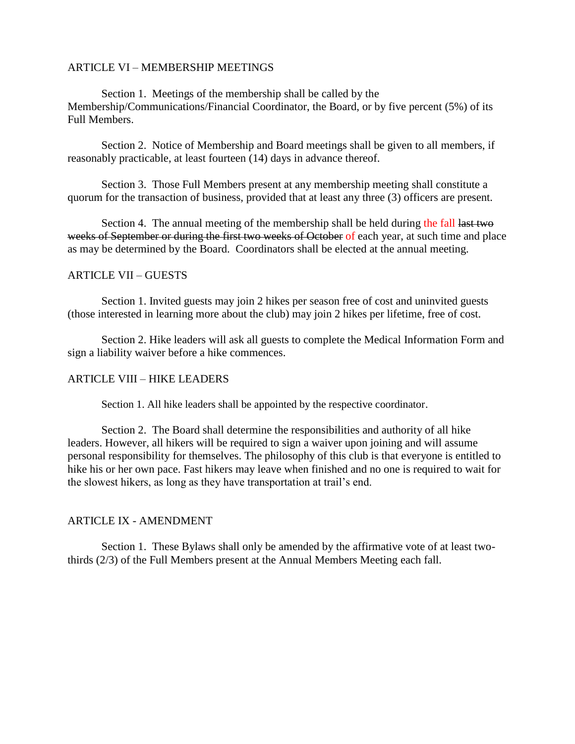## ARTICLE VI – MEMBERSHIP MEETINGS

Section 1. Meetings of the membership shall be called by the Membership/Communications/Financial Coordinator, the Board, or by five percent (5%) of its Full Members.

Section 2. Notice of Membership and Board meetings shall be given to all members, if reasonably practicable, at least fourteen (14) days in advance thereof.

Section 3. Those Full Members present at any membership meeting shall constitute a quorum for the transaction of business, provided that at least any three (3) officers are present.

Section 4. The annual meeting of the membership shall be held during the fall ~~last two weeks of September or during the first two weeks of October~~ of each year, at such time and place as may be determined by the Board. Coordinators shall be elected at the annual meeting.

## ARTICLE VII – GUESTS

Section 1. Invited guests may join 2 hikes per season free of cost and uninvited guests (those interested in learning more about the club) may join 2 hikes per lifetime, free of cost.

Section 2. Hike leaders will ask all guests to complete the Medical Information Form and sign a liability waiver before a hike commences.

## ARTICLE VIII – HIKE LEADERS

Section 1. All hike leaders shall be appointed by the respective coordinator.

Section 2. The Board shall determine the responsibilities and authority of all hike leaders. However, all hikers will be required to sign a waiver upon joining and will assume personal responsibility for themselves. The philosophy of this club is that everyone is entitled to hike his or her own pace. Fast hikers may leave when finished and no one is required to wait for the slowest hikers, as long as they have transportation at trail's end.

## ARTICLE IX - AMENDMENT

Section 1. These Bylaws shall only be amended by the affirmative vote of at least two-thirds (2/3) of the Full Members present at the Annual Members Meeting each fall.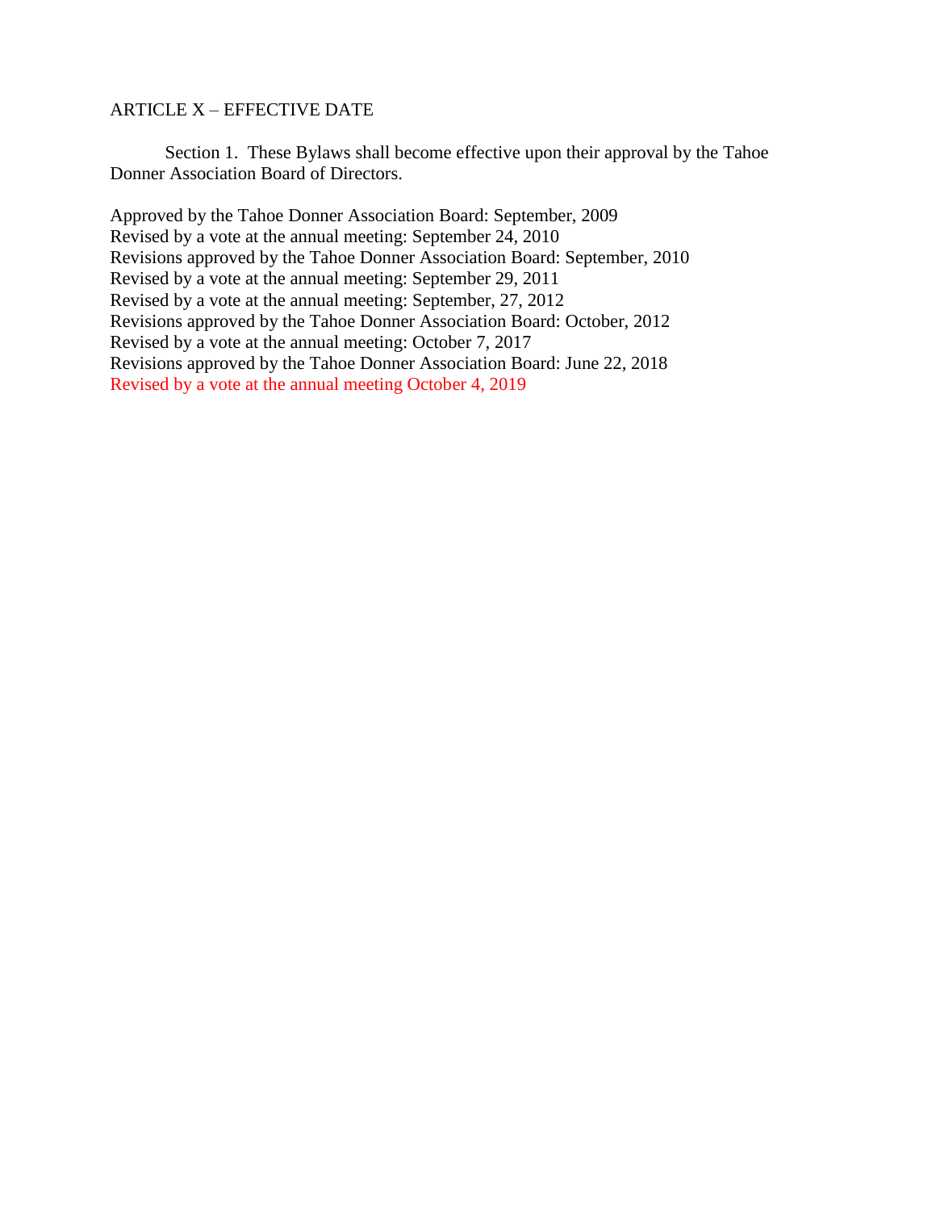## ARTICLE X – EFFECTIVE DATE

Section 1. These Bylaws shall become effective upon their approval by the Tahoe Donner Association Board of Directors.

Approved by the Tahoe Donner Association Board: September, 2009
Revised by a vote at the annual meeting: September 24, 2010
Revisions approved by the Tahoe Donner Association Board: September, 2010
Revised by a vote at the annual meeting: September 29, 2011
Revised by a vote at the annual meeting: September, 27, 2012
Revisions approved by the Tahoe Donner Association Board: October, 2012
Revised by a vote at the annual meeting: October 7, 2017
Revisions approved by the Tahoe Donner Association Board: June 22, 2018
Revised by a vote at the annual meeting October 4, 2019